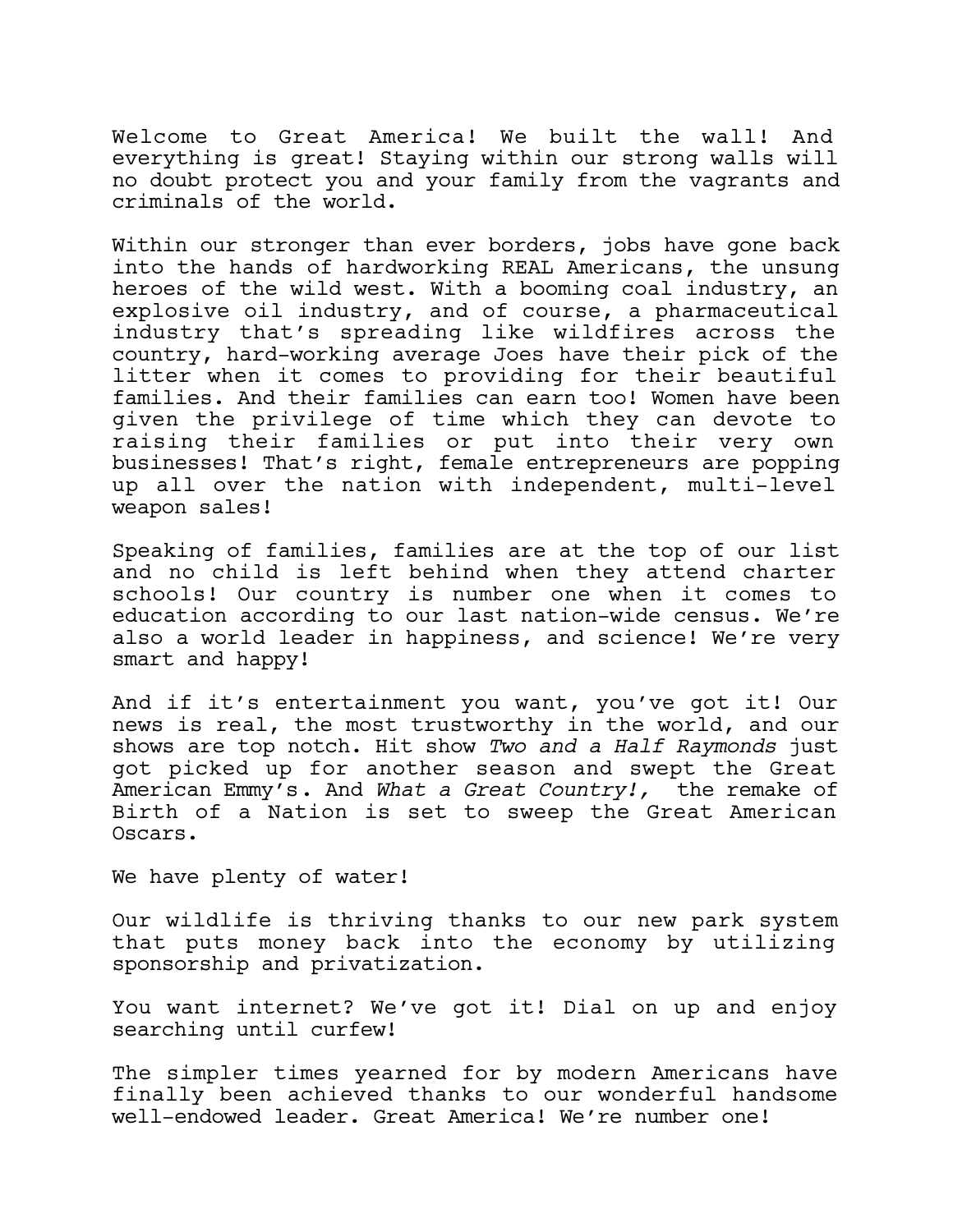Welcome to Great America! We built the wall! And everything is great! Staying within our strong walls will no doubt protect you and your family from the vagrants and criminals of the world.

Within our stronger than ever borders, jobs have gone back into the hands of hardworking REAL Americans, the unsung heroes of the wild west. With a booming coal industry, an explosive oil industry, and of course, a pharmaceutical industry that's spreading like wildfires across the country, hard-working average Joes have their pick of the litter when it comes to providing for their beautiful families. And their families can earn too! Women have been given the privilege of time which they can devote to raising their families or put into their very own businesses! That's right, female entrepreneurs are popping up all over the nation with independent, multi-level weapon sales!

Speaking of families, families are at the top of our list and no child is left behind when they attend charter schools! Our country is number one when it comes to education according to our last nation-wide census. We're also a world leader in happiness, and science! We're very smart and happy!

And if it's entertainment you want, you've got it! Our news is real, the most trustworthy in the world, and our shows are top notch. Hit show *Two and a Half Raymonds* just got picked up for another season and swept the Great American Emmy's. And *What a Great Country!,* the remake of Birth of a Nation is set to sweep the Great American Oscars.

We have plenty of water!

Our wildlife is thriving thanks to our new park system that puts money back into the economy by utilizing sponsorship and privatization.

You want internet? We've got it! Dial on up and enjoy searching until curfew!

The simpler times yearned for by modern Americans have finally been achieved thanks to our wonderful handsome well-endowed leader. Great America! We're number one!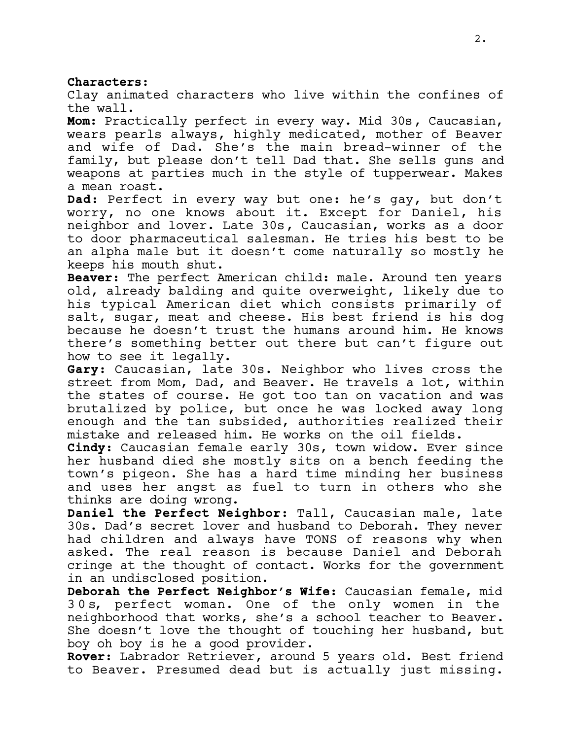**Characters:**
Clay animated characters who live within the confines of the wall.

**Mom:** Practically perfect in every way. Mid 30s, Caucasian, wears pearls always, highly medicated, mother of Beaver and wife of Dad. She's the main bread-winner of the family, but please don't tell Dad that. She sells guns and weapons at parties much in the style of tupperwear. Makes a mean roast.

**Dad:** Perfect in every way but one: he's gay, but don't worry, no one knows about it. Except for Daniel, his neighbor and lover. Late 30s, Caucasian, works as a door to door pharmaceutical salesman. He tries his best to be an alpha male but it doesn't come naturally so mostly he keeps his mouth shut.

**Beaver:** The perfect American child: male. Around ten years old, already balding and quite overweight, likely due to his typical American diet which consists primarily of salt, sugar, meat and cheese. His best friend is his dog because he doesn't trust the humans around him. He knows there's something better out there but can't figure out how to see it legally.

**Gary:** Caucasian, late 30s. Neighbor who lives cross the street from Mom, Dad, and Beaver. He travels a lot, within the states of course. He got too tan on vacation and was brutalized by police, but once he was locked away long enough and the tan subsided, authorities realized their mistake and released him. He works on the oil fields.

**Cindy:** Caucasian female early 30s, town widow. Ever since her husband died she mostly sits on a bench feeding the town's pigeon. She has a hard time minding her business and uses her angst as fuel to turn in others who she thinks are doing wrong.

**Daniel the Perfect Neighbor:** Tall, Caucasian male, late 30s. Dad's secret lover and husband to Deborah. They never had children and always have TONS of reasons why when asked. The real reason is because Daniel and Deborah cringe at the thought of contact. Works for the government in an undisclosed position.

**Deborah the Perfect Neighbor's Wife:** Caucasian female, mid 30s, perfect woman. One of the only women in the neighborhood that works, she's a school teacher to Beaver. She doesn't love the thought of touching her husband, but boy oh boy is he a good provider.

**Rover:** Labrador Retriever, around 5 years old. Best friend to Beaver. Presumed dead but is actually just missing.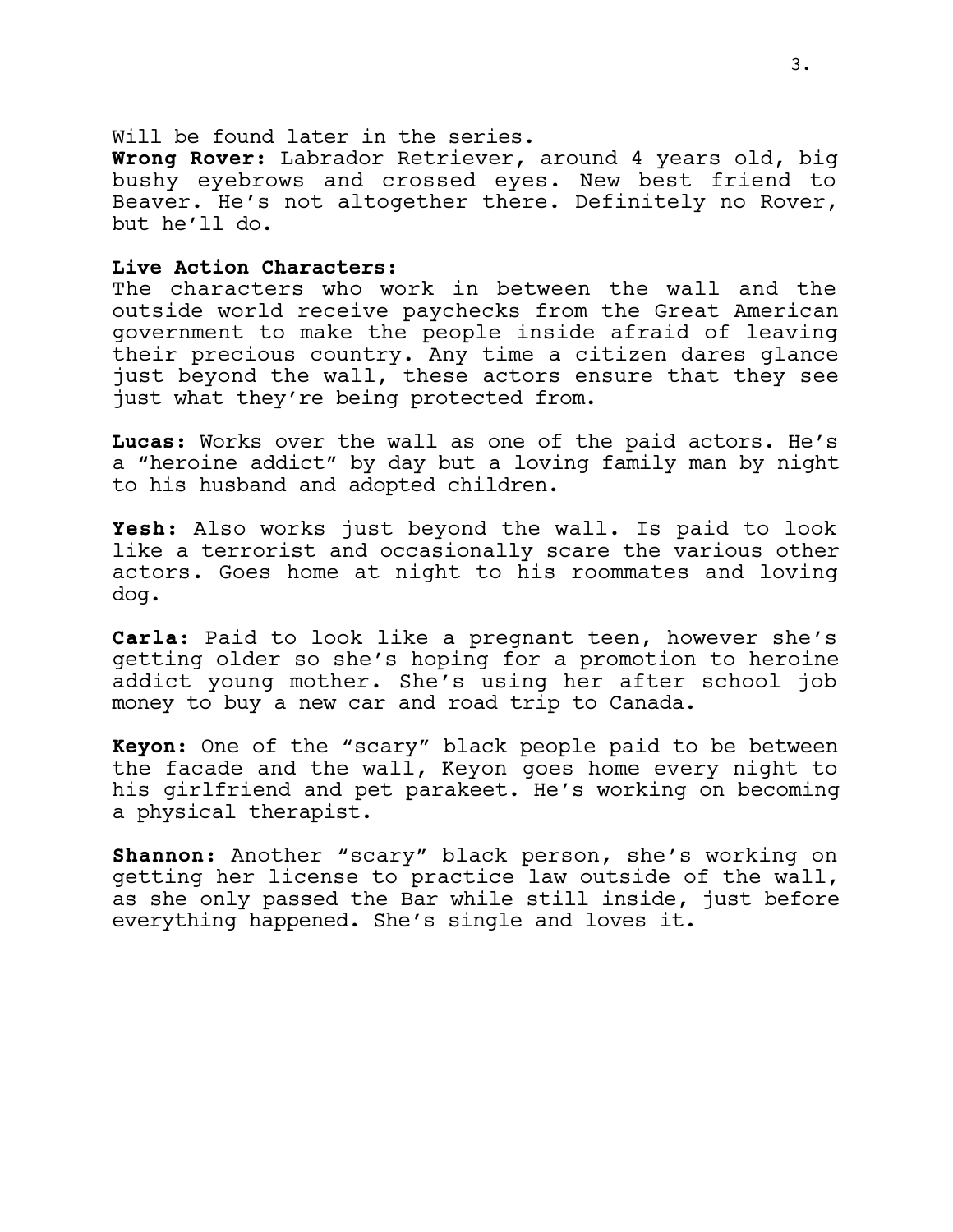Will be found later in the series.
**Wrong Rover:** Labrador Retriever, around 4 years old, big bushy eyebrows and crossed eyes. New best friend to Beaver. He's not altogether there. Definitely no Rover, but he'll do.

**Live Action Characters:**
The characters who work in between the wall and the outside world receive paychecks from the Great American government to make the people inside afraid of leaving their precious country. Any time a citizen dares glance just beyond the wall, these actors ensure that they see just what they're being protected from.

**Lucas:** Works over the wall as one of the paid actors. He's a "heroine addict" by day but a loving family man by night to his husband and adopted children.

**Yesh:** Also works just beyond the wall. Is paid to look like a terrorist and occasionally scare the various other actors. Goes home at night to his roommates and loving dog.

**Carla:** Paid to look like a pregnant teen, however she's getting older so she's hoping for a promotion to heroine addict young mother. She's using her after school job money to buy a new car and road trip to Canada.

**Keyon:** One of the "scary" black people paid to be between the facade and the wall, Keyon goes home every night to his girlfriend and pet parakeet. He's working on becoming a physical therapist.

**Shannon:** Another "scary" black person, she's working on getting her license to practice law outside of the wall, as she only passed the Bar while still inside, just before everything happened. She's single and loves it.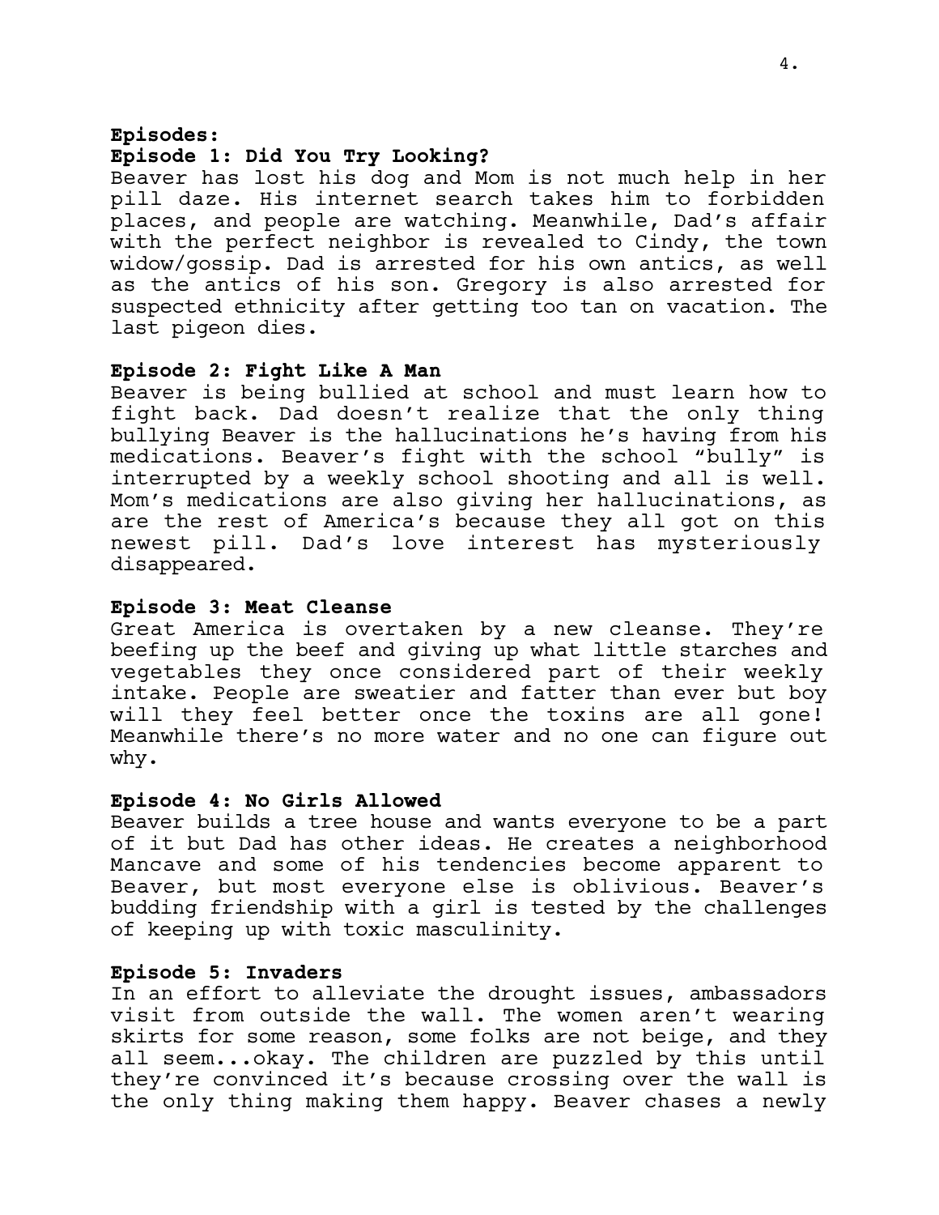**Episodes:**

**Episode 1: Did You Try Looking?**

Beaver has lost his dog and Mom is not much help in her pill daze. His internet search takes him to forbidden places, and people are watching. Meanwhile, Dad's affair with the perfect neighbor is revealed to Cindy, the town widow/gossip. Dad is arrested for his own antics, as well as the antics of his son. Gregory is also arrested for suspected ethnicity after getting too tan on vacation. The last pigeon dies.

**Episode 2: Fight Like A Man**

Beaver is being bullied at school and must learn how to fight back. Dad doesn't realize that the only thing bullying Beaver is the hallucinations he's having from his medications. Beaver's fight with the school "bully" is interrupted by a weekly school shooting and all is well. Mom's medications are also giving her hallucinations, as are the rest of America's because they all got on this newest pill. Dad's love interest has mysteriously disappeared.

**Episode 3: Meat Cleanse**

Great America is overtaken by a new cleanse. They're beefing up the beef and giving up what little starches and vegetables they once considered part of their weekly intake. People are sweatier and fatter than ever but boy will they feel better once the toxins are all gone! Meanwhile there's no more water and no one can figure out why.

**Episode 4: No Girls Allowed**

Beaver builds a tree house and wants everyone to be a part of it but Dad has other ideas. He creates a neighborhood Mancave and some of his tendencies become apparent to Beaver, but most everyone else is oblivious. Beaver's budding friendship with a girl is tested by the challenges of keeping up with toxic masculinity.

**Episode 5: Invaders**

In an effort to alleviate the drought issues, ambassadors visit from outside the wall. The women aren't wearing skirts for some reason, some folks are not beige, and they all seem...okay. The children are puzzled by this until they're convinced it's because crossing over the wall is the only thing making them happy. Beaver chases a newly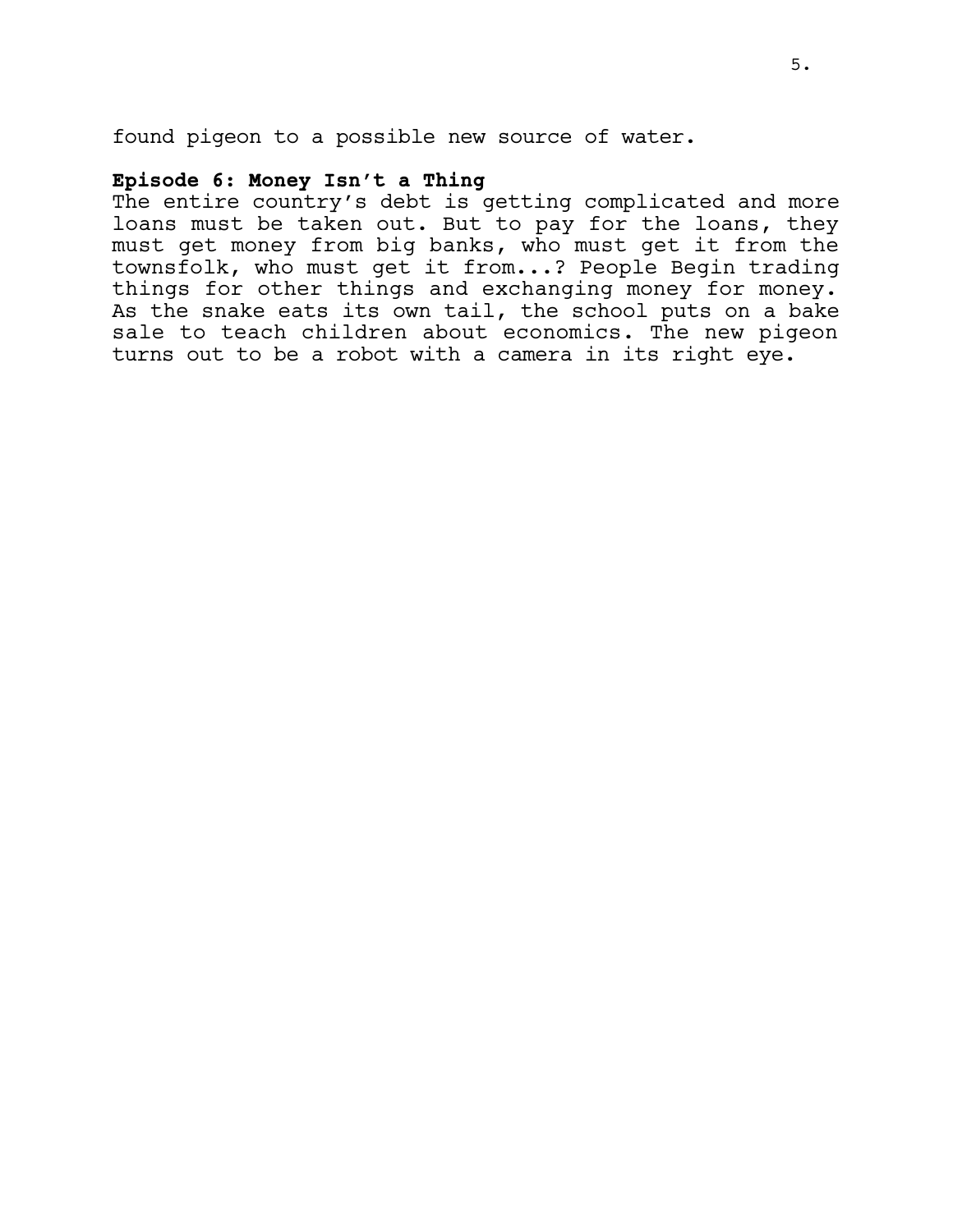found pigeon to a possible new source of water.

**Episode 6: Money Isn’t a Thing**
The entire country’s debt is getting complicated and more loans must be taken out. But to pay for the loans, they must get money from big banks, who must get it from the townsfolk, who must get it from...? People Begin trading things for other things and exchanging money for money. As the snake eats its own tail, the school puts on a bake sale to teach children about economics. The new pigeon turns out to be a robot with a camera in its right eye.